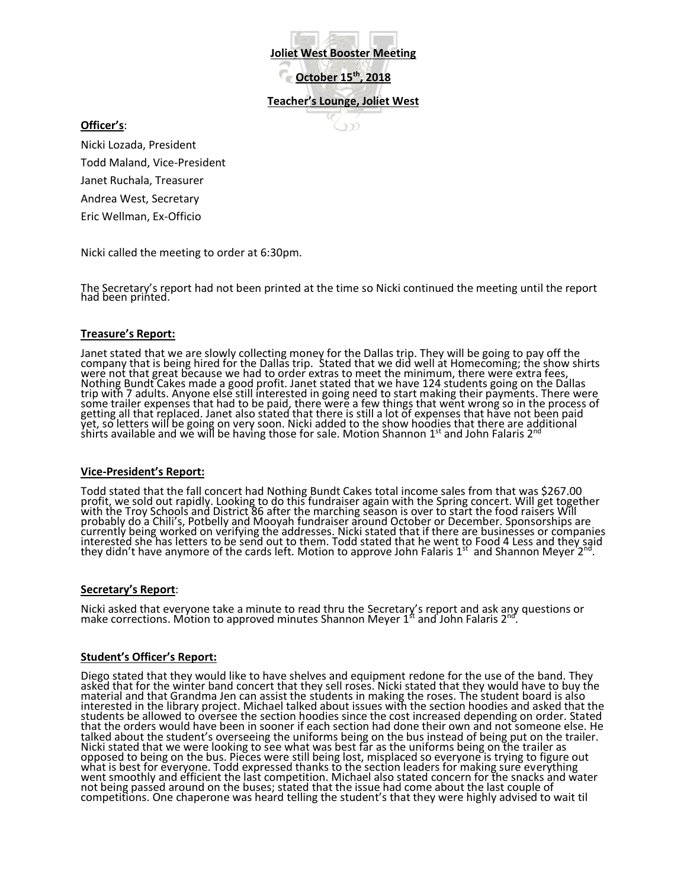**Joliet West Booster Meeting**

**October 15th, 2018**

**Teacher's Lounge, Joliet West**

**Officer's**:

Nicki Lozada, President

Todd Maland, Vice-President

Janet Ruchala, Treasurer

Andrea West, Secretary

Eric Wellman, Ex-Officio

Nicki called the meeting to order at 6:30pm.

The Secretary's report had not been printed at the time so Nicki continued the meeting until the report had been printed.

**Treasure's Report:**

Janet stated that we are slowly collecting money for the Dallas trip. They will be going to pay off the company that is being hired for the Dallas trip. Stated that we did well at Homecoming; the show shirts were not that great because we had to order extras to meet the minimum, there were extra fees, Nothing Bundt Cakes made a good profit. Janet stated that we have 124 students going on the Dallas trip with 7 adults. Anyone else still interested in going need to start making their payments. There were some trailer expenses that had to be paid, there were a few things that went wrong so in the process of getting all that replaced. Janet also stated that there is still a lot of expenses that have not been paid yet, so letters will be going on very soon. Nicki added to the show hoodies that there are additional shirts available and we will be having those for sale. Motion Shannon 1st and John Falaris 2nd

**Vice-President's Report:**

Todd stated that the fall concert had Nothing Bundt Cakes total income sales from that was $267.00 profit, we sold out rapidly. Looking to do this fundraiser again with the Spring concert. Will get together with the Troy Schools and District 86 after the marching season is over to start the food raisers Will probably do a Chili's, Potbelly and Mooyah fundraiser around October or December. Sponsorships are currently being worked on verifying the addresses. Nicki stated that if there are businesses or companies interested she has letters to be send out to them. Todd stated that he went to Food 4 Less and they said they didn't have anymore of the cards left. Motion to approve John Falaris 1st and Shannon Meyer 2nd.

**Secretary's Report**:

Nicki asked that everyone take a minute to read thru the Secretary's report and ask any questions or make corrections. Motion to approved minutes Shannon Meyer 1st and John Falaris 2nd.

**Student's Officer's Report:**

Diego stated that they would like to have shelves and equipment redone for the use of the band. They asked that for the winter band concert that they sell roses. Nicki stated that they would have to buy the material and that Grandma Jen can assist the students in making the roses. The student board is also interested in the library project. Michael talked about issues with the section hoodies and asked that the students be allowed to oversee the section hoodies since the cost increased depending on order. Stated that the orders would have been in sooner if each section had done their own and not someone else. He talked about the student's overseeing the uniforms being on the bus instead of being put on the trailer. Nicki stated that we were looking to see what was best far as the uniforms being on the trailer as opposed to being on the bus. Pieces were still being lost, misplaced so everyone is trying to figure out what is best for everyone. Todd expressed thanks to the section leaders for making sure everything went smoothly and efficient the last competition. Michael also stated concern for the snacks and water not being passed around on the buses; stated that the issue had come about the last couple of competitions. One chaperone was heard telling the student's that they were highly advised to wait til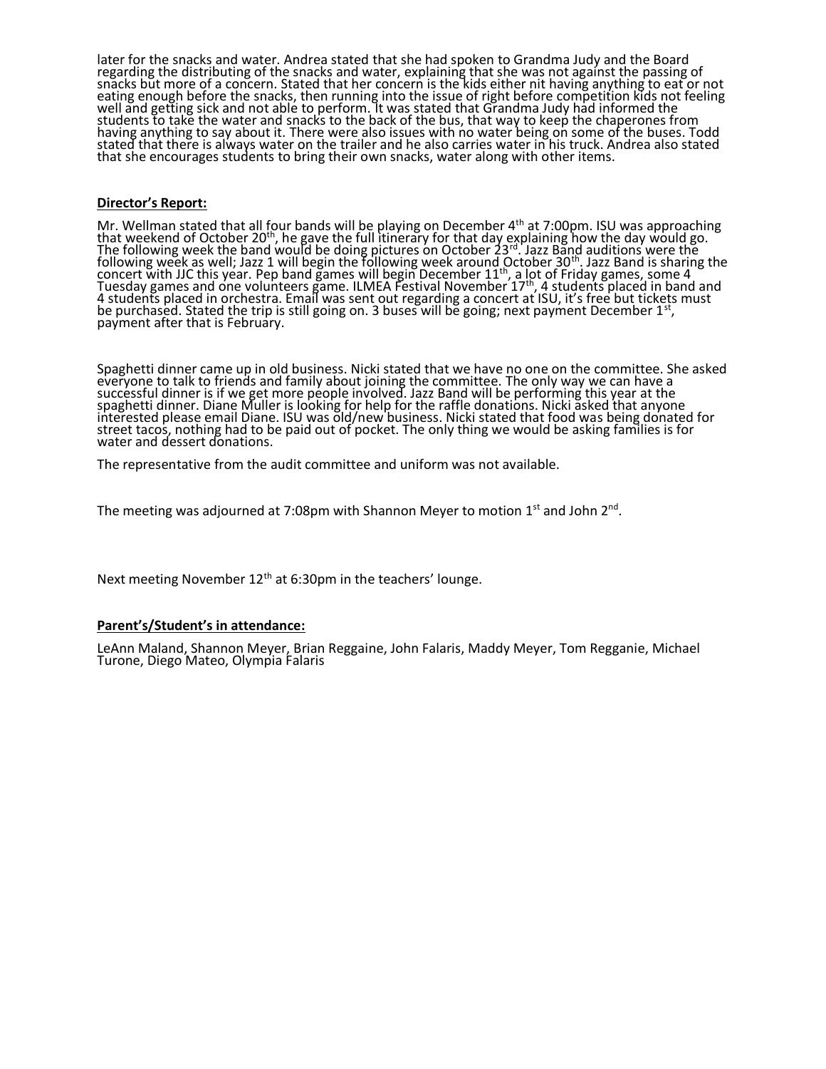later for the snacks and water. Andrea stated that she had spoken to Grandma Judy and the Board regarding the distributing of the snacks and water, explaining that she was not against the passing of snacks but more of a concern. Stated that her concern is the kids either nit having anything to eat or not eating enough before the snacks, then running into the issue of right before competition kids not feeling well and getting sick and not able to perform. It was stated that Grandma Judy had informed the students to take the water and snacks to the back of the bus, that way to keep the chaperones from having anything to say about it. There were also issues with no water being on some of the buses. Todd stated that there is always water on the trailer and he also carries water in his truck. Andrea also stated that she encourages students to bring their own snacks, water along with other items.

**Director's Report:**

Mr. Wellman stated that all four bands will be playing on December 4th at 7:00pm. ISU was approaching that weekend of October 20th, he gave the full itinerary for that day explaining how the day would go. The following week the band would be doing pictures on October 23rd. Jazz Band auditions were the following week as well; Jazz 1 will begin the following week around October 30th. Jazz Band is sharing the concert with JJC this year. Pep band games will begin December 11th, a lot of Friday games, some 4 Tuesday games and one volunteers game. ILMEA Festival November 17th, 4 students placed in band and 4 students placed in orchestra. Email was sent out regarding a concert at ISU, it's free but tickets must be purchased. Stated the trip is still going on. 3 buses will be going; next payment December 1st, payment after that is February.

Spaghetti dinner came up in old business. Nicki stated that we have no one on the committee. She asked everyone to talk to friends and family about joining the committee. The only way we can have a successful dinner is if we get more people involved. Jazz Band will be performing this year at the spaghetti dinner. Diane Muller is looking for help for the raffle donations. Nicki asked that anyone interested please email Diane. ISU was old/new business. Nicki stated that food was being donated for street tacos, nothing had to be paid out of pocket. The only thing we would be asking families is for water and dessert donations.

The representative from the audit committee and uniform was not available.

The meeting was adjourned at 7:08pm with Shannon Meyer to motion 1st and John 2nd.

Next meeting November 12th at 6:30pm in the teachers' lounge.

**Parent's/Student's in attendance:**

LeAnn Maland, Shannon Meyer, Brian Reggaine, John Falaris, Maddy Meyer, Tom Regganie, Michael Turone, Diego Mateo, Olympia Falaris